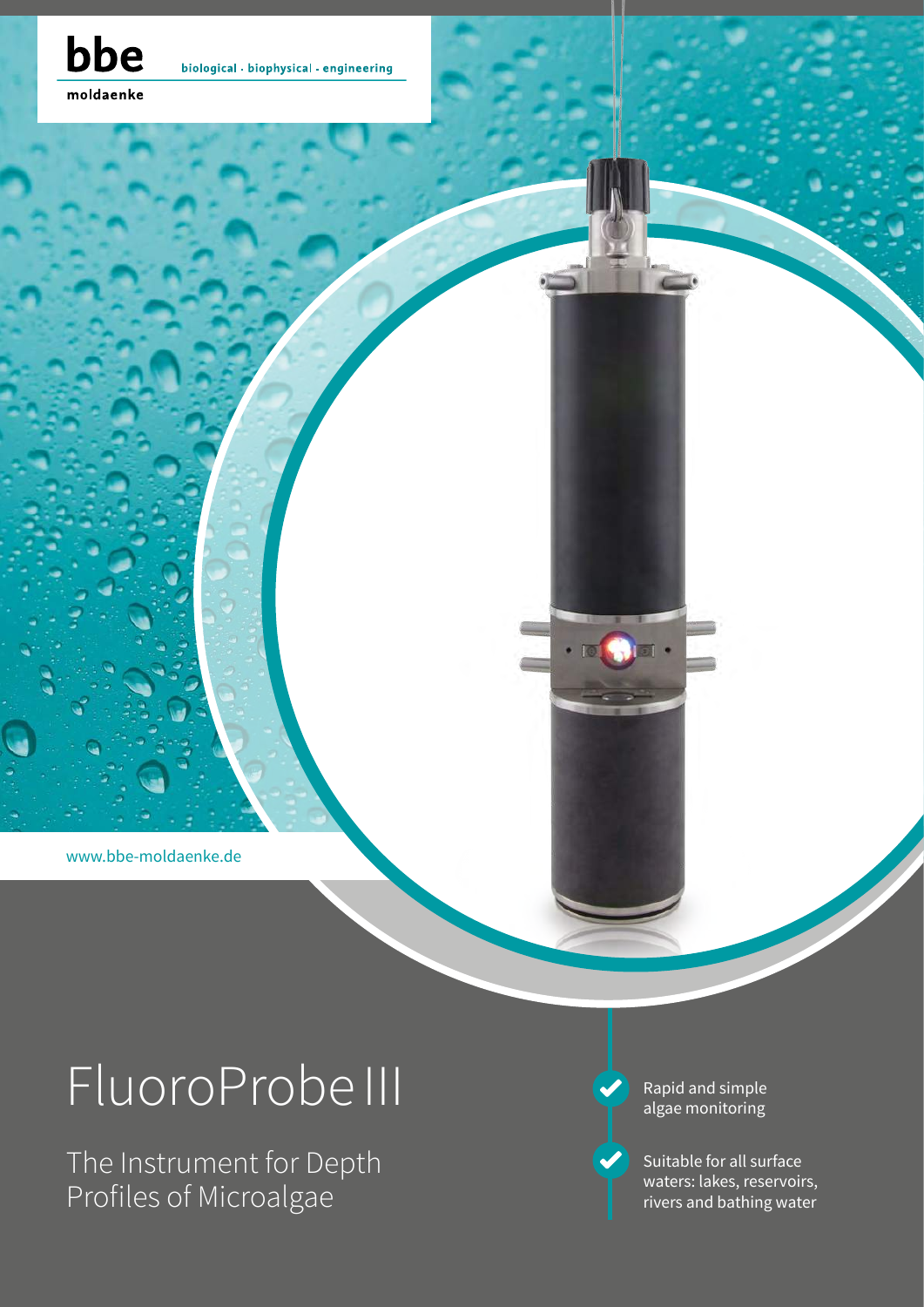bbe

biological · biophysical · engineering

moldaenke

www.bbe-moldaenke.de

# FluoroProbe III

## The Instrument for Depth Profiles of Microalgae

- Rapid and simple algae monitoring
- Suitable for all surface waters: lakes, reservoirs, rivers and bathing water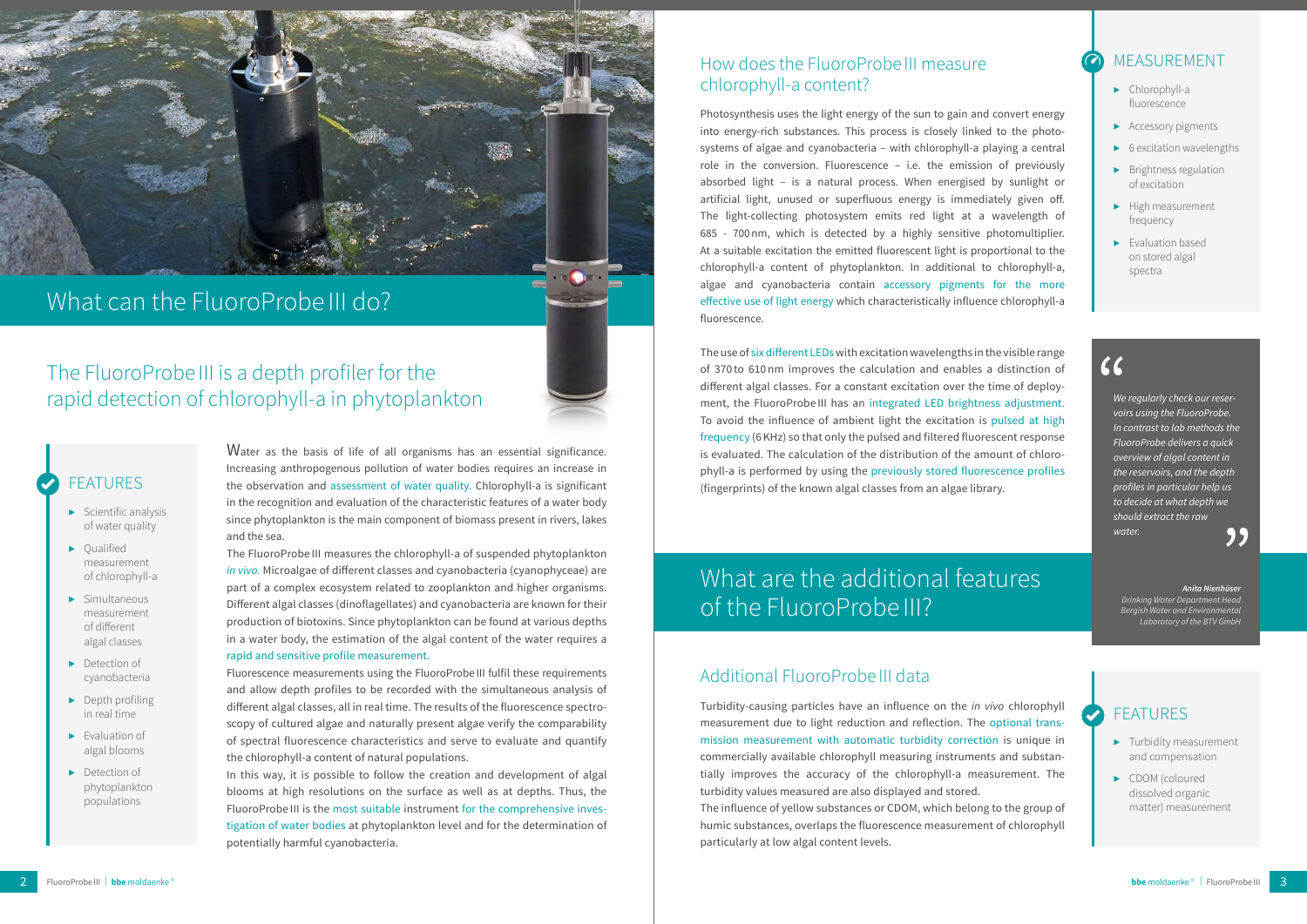# What can the FluoroProbe III do?

## The FluoroProbe III is a depth profiler for the rapid detection of chlorophyll-a in phytoplankton

### FEATURES

- Scientific analysis of water quality
- Qualified measurement of chlorophyll-a
- Simultaneous measurement of different algal classes
- Detection of cyanobacteria
- Depth profiling in real time
- Evaluation of algal blooms
- Detection of phytoplankton populations

Water as the basis of life of all organisms has an essential significance. Increasing anthropogenous pollution of water bodies requires an increase in the observation and assessment of water quality. Chlorophyll-a is significant in the recognition and evaluation of the characteristic features of a water body since phytoplankton is the main component of biomass present in rivers, lakes and the sea.

The FluoroProbe III measures the chlorophyll-a of suspended phytoplankton *in vivo.* Microalgae of different classes and cyanobacteria (cyanophyceae) are part of a complex ecosystem related to zooplankton and higher organisms. Different algal classes (dinoflagellates) and cyanobacteria are known for their production of biotoxins. Since phytoplankton can be found at various depths in a water body, the estimation of the algal content of the water requires a rapid and sensitive profile measurement.

Fluorescence measurements using the FluoroProbe III fulfil these requirements and allow depth profiles to be recorded with the simultaneous analysis of different algal classes, all in real time. The results of the fluorescence spectroscopy of cultured algae and naturally present algae verify the comparability of spectral fluorescence characteristics and serve to evaluate and quantify the chlorophyll-a content of natural populations.

In this way, it is possible to follow the creation and development of algal blooms at high resolutions on the surface as well as at depths. Thus, the FluoroProbe III is the most suitable instrument for the comprehensive investigation of water bodies at phytoplankton level and for the determination of potentially harmful cyanobacteria.

## How does the FluoroProbe III measure chlorophyll-a content?

Photosynthesis uses the light energy of the sun to gain and convert energy into energy-rich substances. This process is closely linked to the photosystems of algae and cyanobacteria – with chlorophyll-a playing a central role in the conversion. Fluorescence – i.e. the emission of previously absorbed light – is a natural process. When energised by sunlight or artificial light, unused or superfluous energy is immediately given off. The light-collecting photosystem emits red light at a wavelength of 685 - 700 nm, which is detected by a highly sensitive photomultiplier. At a suitable excitation the emitted fluorescent light is proportional to the chlorophyll-a content of phytoplankton. In additional to chlorophyll-a, algae and cyanobacteria contain accessory pigments for the more effective use of light energy which characteristically influence chlorophyll-a fluorescence.

The use of six different LEDs with excitation wavelengths in the visible range of 370 to 610 nm improves the calculation and enables a distinction of different algal classes. For a constant excitation over the time of deployment, the FluoroProbe III has an integrated LED brightness adjustment. To avoid the influence of ambient light the excitation is pulsed at high frequency (6 KHz) so that only the pulsed and filtered fluorescent response is evaluated. The calculation of the distribution of the amount of chlorophyll-a is performed by using the previously stored fluorescence profiles (fingerprints) of the known algal classes from an algae library.

### MEASUREMENT

- Chlorophyll-a fluorescence
- Accessory pigments
- 6 excitation wavelengths
- Brightness regulation of excitation
- High measurement frequency
- Evaluation based on stored algal spectra

> *We regularly check our reservoirs using the FluoroProbe. In contrast to lab methods the FluoroProbe delivers a quick overview of algal content in the reservoirs, and the depth profiles in particular help us to decide at what depth we should extract the raw water.*
>
> ***Anita Nienhüser***
> *Drinking Water Department Head*
> *Bergish Water and Environmental Laboratory of the BTV GmbH*

# What are the additional features of the FluoroProbe III?

## Additional FluoroProbe III data

Turbidity-causing particles have an influence on the *in vivo* chlorophyll measurement due to light reduction and reflection. The optional transmission measurement with automatic turbidity correction is unique in commercially available chlorophyll measuring instruments and substantially improves the accuracy of the chlorophyll-a measurement. The turbidity values measured are also displayed and stored.

The influence of yellow substances or CDOM, which belong to the group of humic substances, overlaps the fluorescence measurement of chlorophyll particularly at low algal content levels.

### FEATURES

- Turbidity measurement and compensation
- CDOM (coloured dissolved organic matter) measurement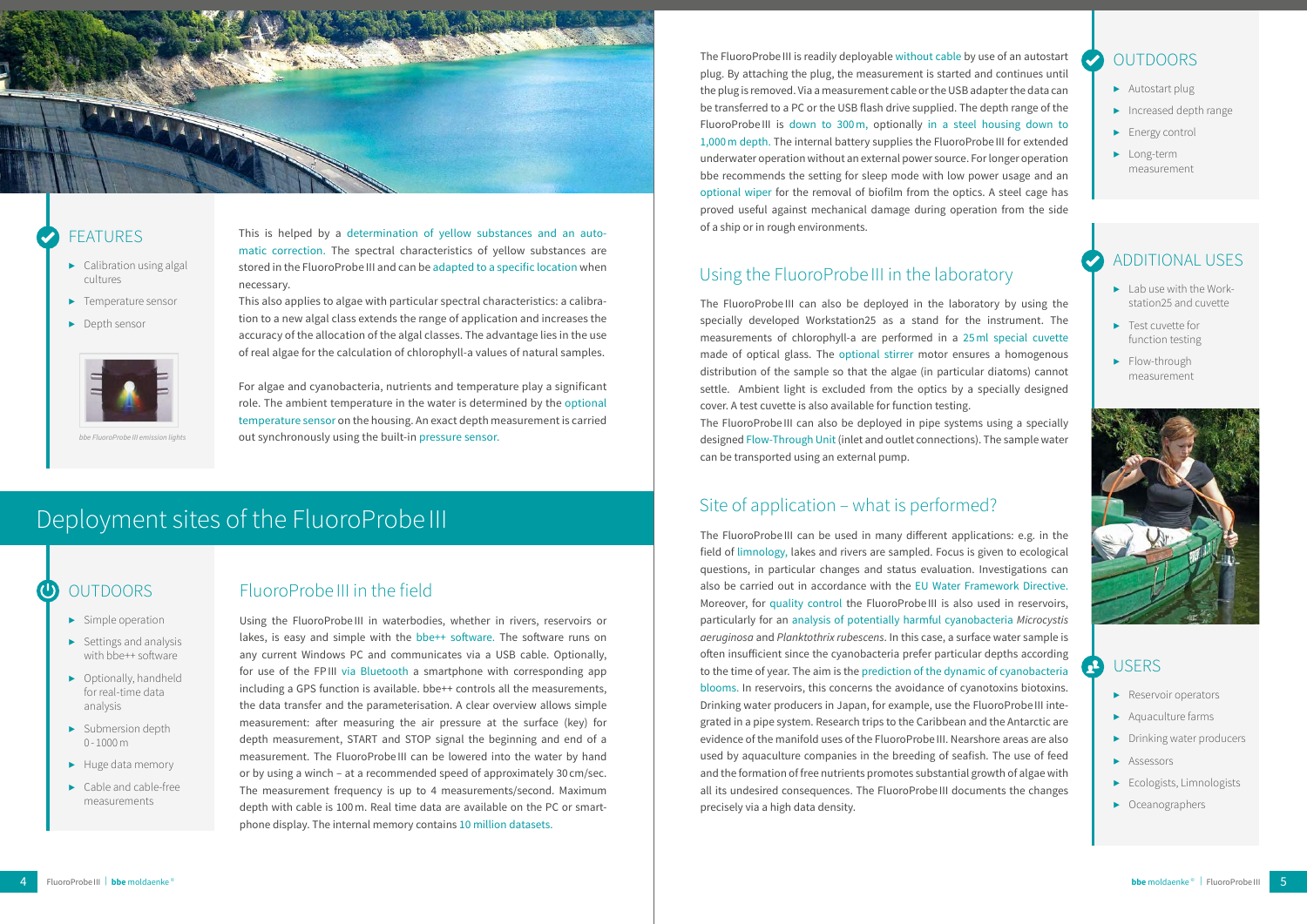## FEATURES

- Calibration using algal cultures
- Temperature sensor
- Depth sensor

*bbe FluoroProbe III emission lights*

This is helped by a determination of yellow substances and an automatic correction. The spectral characteristics of yellow substances are stored in the FluoroProbe III and can be adapted to a specific location when necessary.

This also applies to algae with particular spectral characteristics: a calibration to a new algal class extends the range of application and increases the accuracy of the allocation of the algal classes. The advantage lies in the use of real algae for the calculation of chlorophyll-a values of natural samples.

For algae and cyanobacteria, nutrients and temperature play a significant role. The ambient temperature in the water is determined by the optional temperature sensor on the housing. An exact depth measurement is carried out synchronously using the built-in pressure sensor.

# Deployment sites of the FluoroProbe III

## OUTDOORS

- Simple operation
- Settings and analysis with bbe++ software
- Optionally, handheld for real-time data analysis
- Submersion depth 0 - 1000 m
- Huge data memory
- Cable and cable-free measurements

## FluoroProbe III in the field

Using the FluoroProbe III in waterbodies, whether in rivers, reservoirs or lakes, is easy and simple with the bbe++ software. The software runs on any current Windows PC and communicates via a USB cable. Optionally, for use of the FP III via Bluetooth a smartphone with corresponding app including a GPS function is available. bbe++ controls all the measurements, the data transfer and the parameterisation. A clear overview allows simple measurement: after measuring the air pressure at the surface (key) for depth measurement, START and STOP signal the beginning and end of a measurement. The FluoroProbe III can be lowered into the water by hand or by using a winch – at a recommended speed of approximately 30 cm/sec. The measurement frequency is up to 4 measurements/second. Maximum depth with cable is 100 m. Real time data are available on the PC or smartphone display. The internal memory contains 10 million datasets.

The FluoroProbe III is readily deployable without cable by use of an autostart plug. By attaching the plug, the measurement is started and continues until the plug is removed. Via a measurement cable or the USB adapter the data can be transferred to a PC or the USB flash drive supplied. The depth range of the FluoroProbe III is down to 300 m, optionally in a steel housing down to 1,000 m depth. The internal battery supplies the FluoroProbe III for extended underwater operation without an external power source. For longer operation bbe recommends the setting for sleep mode with low power usage and an optional wiper for the removal of biofilm from the optics. A steel cage has proved useful against mechanical damage during operation from the side of a ship or in rough environments.

## OUTDOORS

- Autostart plug
- Increased depth range
- Energy control
- Long-term measurement

## Using the FluoroProbe III in the laboratory

The FluoroProbe III can also be deployed in the laboratory by using the specially developed Workstation25 as a stand for the instrument. The measurements of chlorophyll-a are performed in a 25 ml special cuvette made of optical glass. The optional stirrer motor ensures a homogenous distribution of the sample so that the algae (in particular diatoms) cannot settle. Ambient light is excluded from the optics by a specially designed cover. A test cuvette is also available for function testing.

The FluoroProbe III can also be deployed in pipe systems using a specially designed Flow-Through Unit (inlet and outlet connections). The sample water can be transported using an external pump.

## ADDITIONAL USES

- Lab use with the Workstation25 and cuvette
- Test cuvette for function testing
- Flow-through measurement

## Site of application – what is performed?

The FluoroProbe III can be used in many different applications: e.g. in the field of limnology, lakes and rivers are sampled. Focus is given to ecological questions, in particular changes and status evaluation. Investigations can also be carried out in accordance with the EU Water Framework Directive. Moreover, for quality control the FluoroProbe III is also used in reservoirs, particularly for an analysis of potentially harmful cyanobacteria *Microcystis aeruginosa* and *Planktothrix rubescens*. In this case, a surface water sample is often insufficient since the cyanobacteria prefer particular depths according to the time of year. The aim is the prediction of the dynamic of cyanobacteria blooms. In reservoirs, this concerns the avoidance of cyanotoxins biotoxins. Drinking water producers in Japan, for example, use the FluoroProbe III integrated in a pipe system. Research trips to the Caribbean and the Antarctic are evidence of the manifold uses of the FluoroProbe III. Nearshore areas are also used by aquaculture companies in the breeding of seafish. The use of feed and the formation of free nutrients promotes substantial growth of algae with all its undesired consequences. The FluoroProbe III documents the changes precisely via a high data density.

## USERS

- Reservoir operators
- Aquaculture farms
- Drinking water producers
- Assessors
- Ecologists, Limnologists
- Oceanographers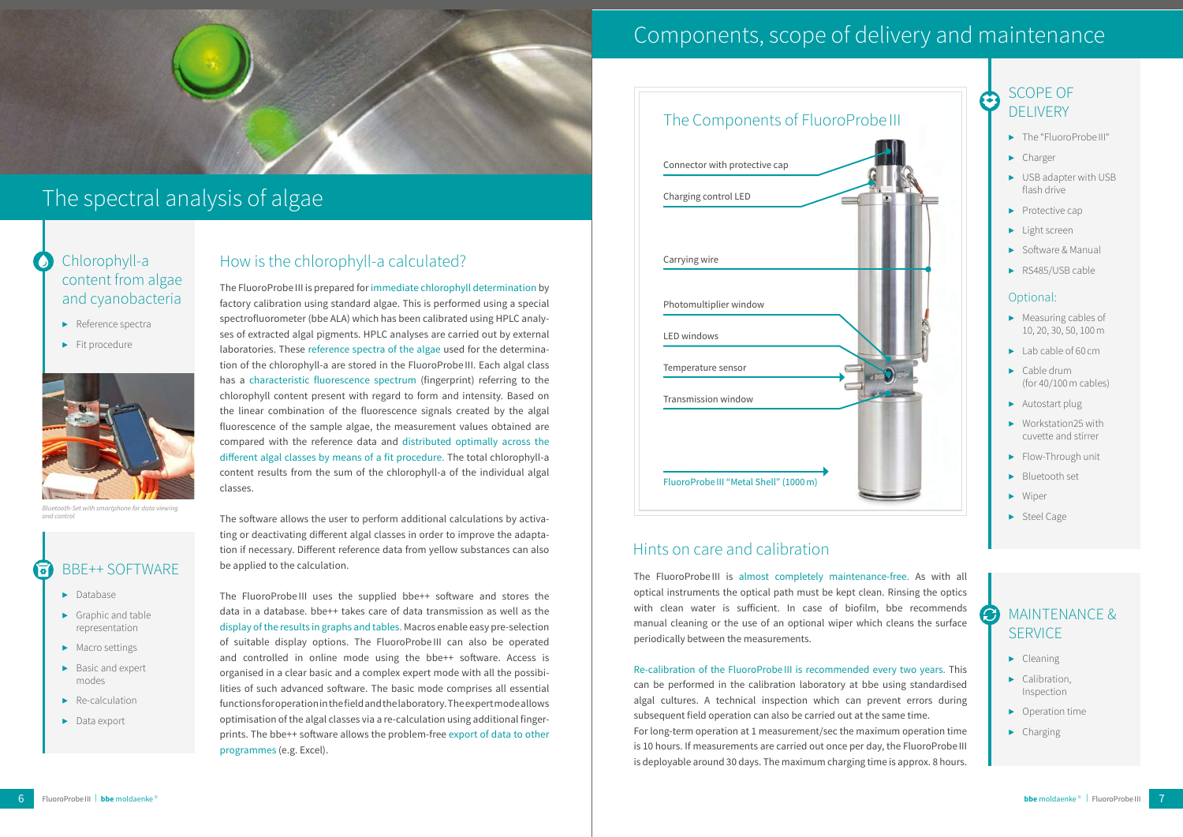# The spectral analysis of algae

## Chlorophyll-a content from algae and cyanobacteria

- Reference spectra
- Fit procedure

*Bluetooth-Set with smartphone for data viewing and control*

## BBE++ SOFTWARE

- Database
- Graphic and table representation
- Macro settings
- Basic and expert modes
- Re-calculation
- Data export

## How is the chlorophyll-a calculated?

The FluoroProbe III is prepared for immediate chlorophyll determination by factory calibration using standard algae. This is performed using a special spectrofluorometer (bbe ALA) which has been calibrated using HPLC analyses of extracted algal pigments. HPLC analyses are carried out by external laboratories. These reference spectra of the algae used for the determination of the chlorophyll-a are stored in the FluoroProbe III. Each algal class has a characteristic fluorescence spectrum (fingerprint) referring to the chlorophyll content present with regard to form and intensity. Based on the linear combination of the fluorescence signals created by the algal fluorescence of the sample algae, the measurement values obtained are compared with the reference data and distributed optimally across the different algal classes by means of a fit procedure. The total chlorophyll-a content results from the sum of the chlorophyll-a of the individual algal classes.

The software allows the user to perform additional calculations by activating or deactivating different algal classes in order to improve the adaptation if necessary. Different reference data from yellow substances can also be applied to the calculation.

The FluoroProbe III uses the supplied bbe++ software and stores the data in a database. bbe++ takes care of data transmission as well as the display of the results in graphs and tables. Macros enable easy pre-selection of suitable display options. The FluoroProbe III can also be operated and controlled in online mode using the bbe++ software. Access is organised in a clear basic and a complex expert mode with all the possibilities of such advanced software. The basic mode comprises all essential functions for operation in the field and the laboratory. The expert mode allows optimisation of the algal classes via a re-calculation using additional fingerprints. The bbe++ software allows the problem-free export of data to other programmes (e.g. Excel).

# Components, scope of delivery and maintenance

## The Components of FluoroProbe III

- Connector with protective cap
- Charging control LED
- Carrying wire
- Photomultiplier window
- LED windows
- Temperature sensor
- Transmission window
- FluoroProbe III "Metal Shell" (1000 m)

## Hints on care and calibration

The FluoroProbe III is almost completely maintenance-free. As with all optical instruments the optical path must be kept clean. Rinsing the optics with clean water is sufficient. In case of biofilm, bbe recommends manual cleaning or the use of an optional wiper which cleans the surface periodically between the measurements.

Re-calibration of the FluoroProbe III is recommended every two years. This can be performed in the calibration laboratory at bbe using standardised algal cultures. A technical inspection which can prevent errors during subsequent field operation can also be carried out at the same time.
For long-term operation at 1 measurement/sec the maximum operation time is 10 hours. If measurements are carried out once per day, the FluoroProbe III is deployable around 30 days. The maximum charging time is approx. 8 hours.

## SCOPE OF DELIVERY

- The "FluoroProbe III"
- Charger
- USB adapter with USB flash drive
- Protective cap
- Light screen
- Software & Manual
- RS485/USB cable

### Optional:

- Measuring cables of 10, 20, 30, 50, 100 m
- Lab cable of 60 cm
- Cable drum (for 40/100 m cables)
- Autostart plug
- Workstation25 with cuvette and stirrer
- Flow-Through unit
- Bluetooth set
- Wiper
- Steel Cage

## MAINTENANCE & SERVICE

- Cleaning
- Calibration, Inspection
- Operation time
- Charging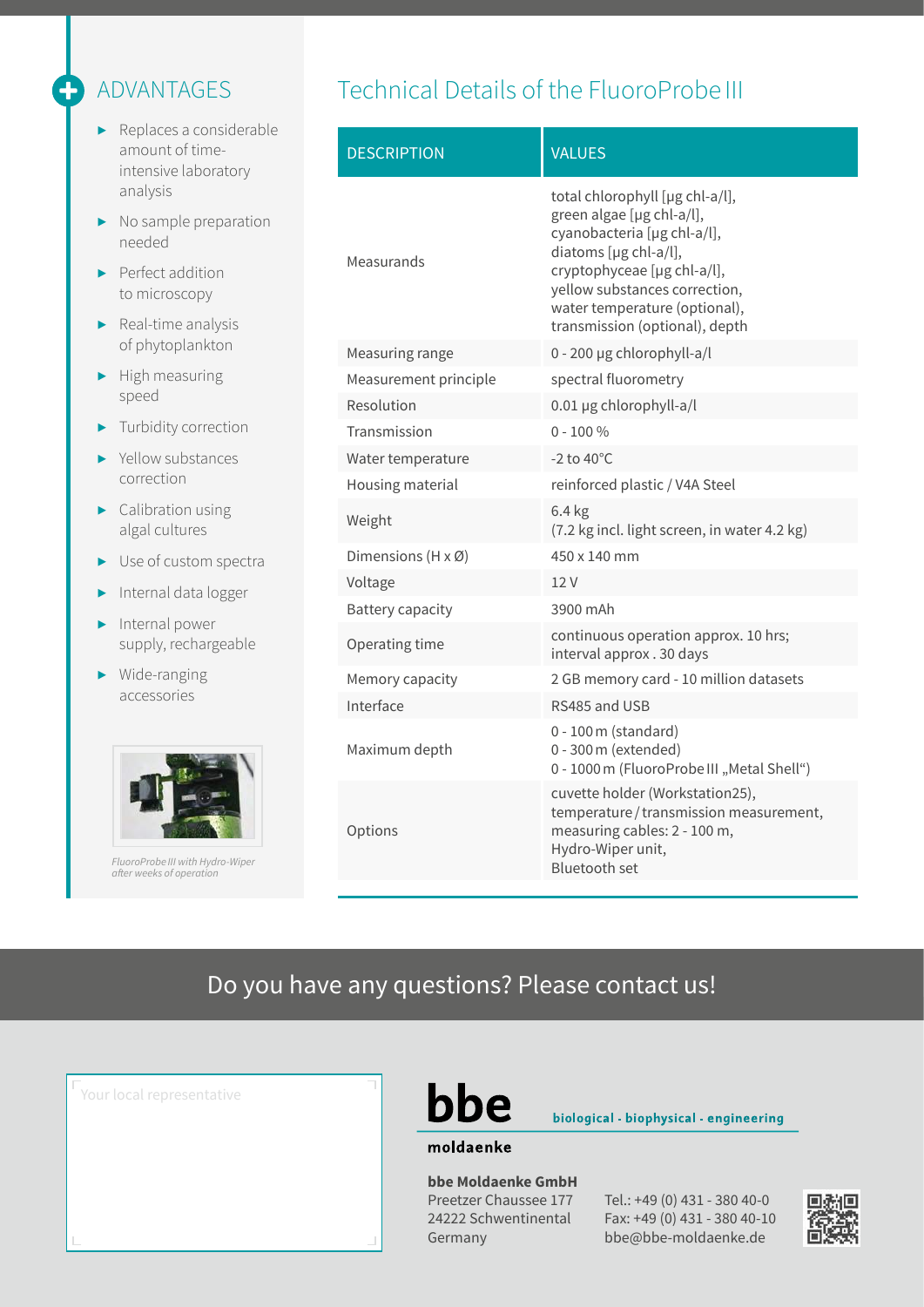## ADVANTAGES

- Replaces a considerable amount of time-intensive laboratory analysis
- No sample preparation needed
- Perfect addition to microscopy
- Real-time analysis of phytoplankton
- High measuring speed
- Turbidity correction
- Yellow substances correction
- Calibration using algal cultures
- Use of custom spectra
- Internal data logger
- Internal power supply, rechargeable
- Wide-ranging accessories

*FluoroProbe III with Hydro-Wiper after weeks of operation*

## Technical Details of the FluoroProbe III

| DESCRIPTION | VALUES |
|---|---|
| Measurands | total chlorophyll [µg chl-a/l], green algae [µg chl-a/l], cyanobacteria [µg chl-a/l], diatoms [µg chl-a/l], cryptophyceae [µg chl-a/l], yellow substances correction, water temperature (optional), transmission (optional), depth |
| Measuring range | 0 - 200 µg chlorophyll-a/l |
| Measurement principle | spectral fluorometry |
| Resolution | 0.01 µg chlorophyll-a/l |
| Transmission | 0 - 100 % |
| Water temperature | -2 to 40°C |
| Housing material | reinforced plastic / V4A Steel |
| Weight | 6.4 kg (7.2 kg incl. light screen, in water 4.2 kg) |
| Dimensions (H x Ø) | 450 x 140 mm |
| Voltage | 12 V |
| Battery capacity | 3900 mAh |
| Operating time | continuous operation approx. 10 hrs; interval approx . 30 days |
| Memory capacity | 2 GB memory card - 10 million datasets |
| Interface | RS485 and USB |
| Maximum depth | 0 - 100 m (standard)<br>0 - 300 m (extended)<br>0 - 1000 m (FluoroProbe III „Metal Shell") |
| Options | cuvette holder (Workstation25), temperature / transmission measurement, measuring cables: 2 - 100 m, Hydro-Wiper unit, Bluetooth set |

## Do you have any questions? Please contact us!

Your local representative

bbe moldaenke

biological - biophysical - engineering

**bbe Moldaenke GmbH**
Preetzer Chaussee 177
24222 Schwentinental
Germany

Tel.: +49 (0) 431 - 380 40-0
Fax: +49 (0) 431 - 380 40-10
bbe@bbe-moldaenke.de